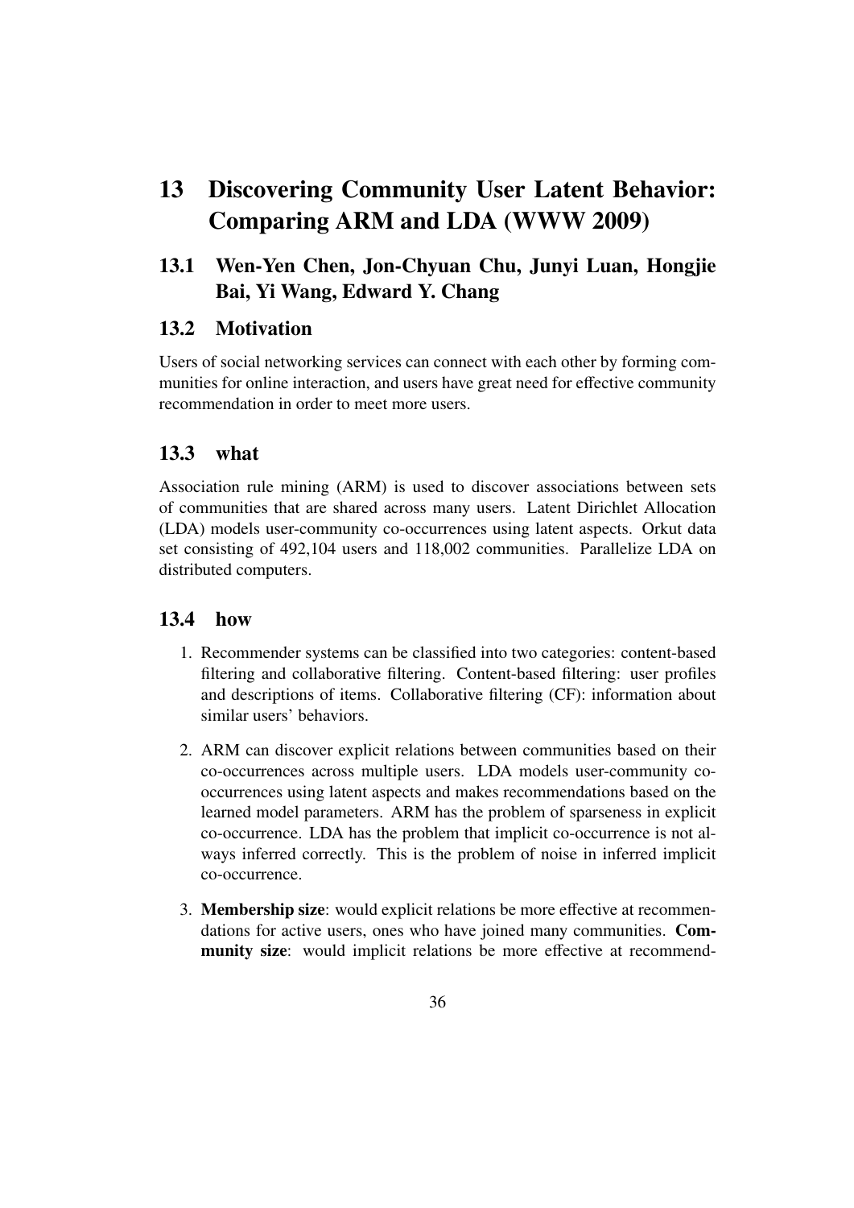# 13 Discovering Community User Latent Behavior: Comparing ARM and LDA (WWW 2009)

## 13.1 Wen-Yen Chen, Jon-Chyuan Chu, Junyi Luan, Hongjie Bai, Yi Wang, Edward Y. Chang

## 13.2 Motivation

Users of social networking services can connect with each other by forming communities for online interaction, and users have great need for effective community recommendation in order to meet more users.

## 13.3 what

Association rule mining (ARM) is used to discover associations between sets of communities that are shared across many users. Latent Dirichlet Allocation (LDA) models user-community co-occurrences using latent aspects. Orkut data set consisting of 492,104 users and 118,002 communities. Parallelize LDA on distributed computers.

## 13.4 how

1. Recommender systems can be classified into two categories: content-based filtering and collaborative filtering. Content-based filtering: user profiles and descriptions of items. Collaborative filtering (CF): information about similar users' behaviors.

2. ARM can discover explicit relations between communities based on their co-occurrences across multiple users. LDA models user-community co-occurrences using latent aspects and makes recommendations based on the learned model parameters. ARM has the problem of sparseness in explicit co-occurrence. LDA has the problem that implicit co-occurrence is not always inferred correctly. This is the problem of noise in inferred implicit co-occurrence.

3. **Membership size**: would explicit relations be more effective at recommendations for active users, ones who have joined many communities. **Community size**: would implicit relations be more effective at recommend-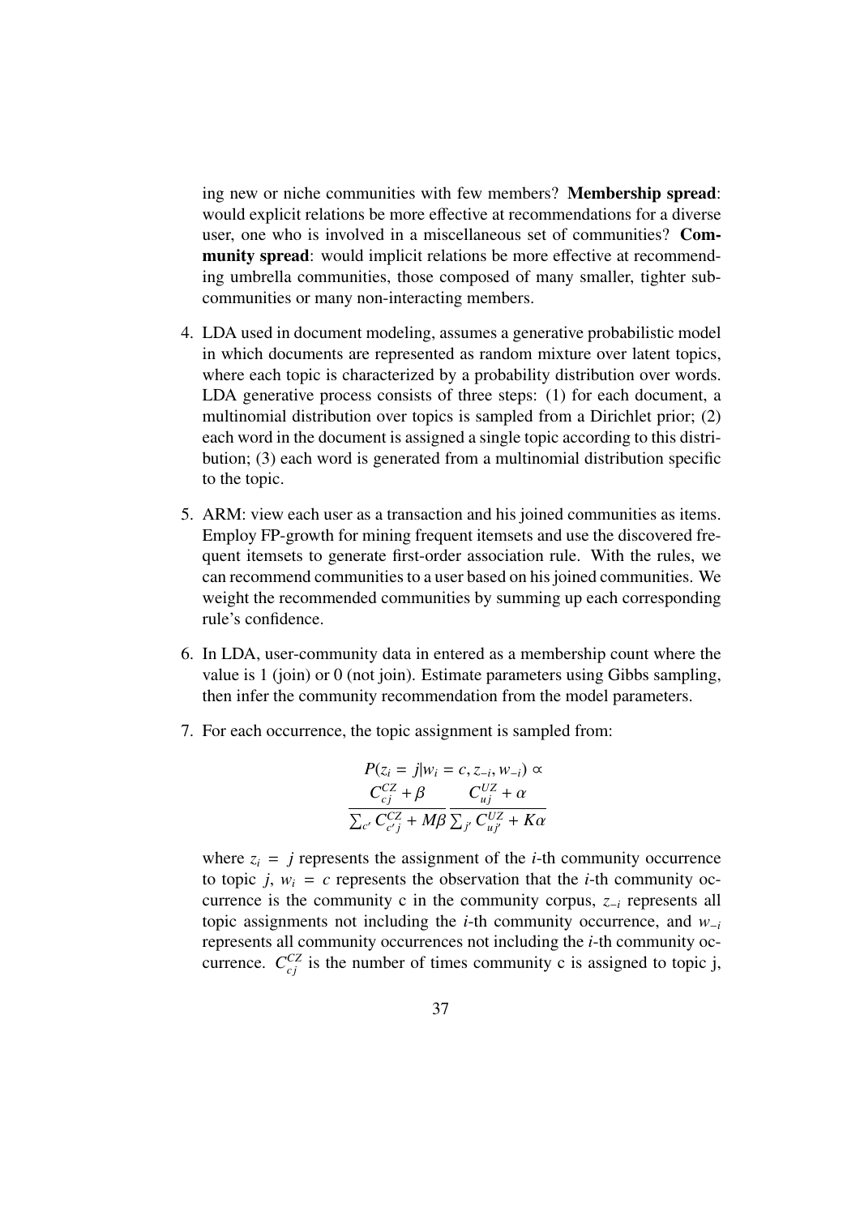ing new or niche communities with few members? **Membership spread**: would explicit relations be more effective at recommendations for a diverse user, one who is involved in a miscellaneous set of communities? **Community spread**: would implicit relations be more effective at recommending umbrella communities, those composed of many smaller, tighter subcommunities or many non-interacting members.

4. LDA used in document modeling, assumes a generative probabilistic model in which documents are represented as random mixture over latent topics, where each topic is characterized by a probability distribution over words. LDA generative process consists of three steps: (1) for each document, a multinomial distribution over topics is sampled from a Dirichlet prior; (2) each word in the document is assigned a single topic according to this distribution; (3) each word is generated from a multinomial distribution specific to the topic.

5. ARM: view each user as a transaction and his joined communities as items. Employ FP-growth for mining frequent itemsets and use the discovered frequent itemsets to generate first-order association rule. With the rules, we can recommend communities to a user based on his joined communities. We weight the recommended communities by summing up each corresponding rule's confidence.

6. In LDA, user-community data in entered as a membership count where the value is 1 (join) or 0 (not join). Estimate parameters using Gibbs sampling, then infer the community recommendation from the model parameters.

7. For each occurrence, the topic assignment is sampled from:

$$P(z_i = j | w_i = c, z_{-i}, w_{-i}) \propto \frac{C_{cj}^{CZ} + \beta}{\sum_{c'} C_{c'j}^{CZ} + M\beta} \frac{C_{uj}^{UZ} + \alpha}{\sum_{j'} C_{uj'}^{UZ} + K\alpha}$$

where $z_i = j$ represents the assignment of the $i$-th community occurrence to topic $j$, $w_i = c$ represents the observation that the $i$-th community occurrence is the community c in the community corpus, $z_{-i}$ represents all topic assignments not including the $i$-th community occurrence, and $w_{-i}$ represents all community occurrences not including the $i$-th community occurrence. $C_{cj}^{CZ}$ is the number of times community c is assigned to topic j,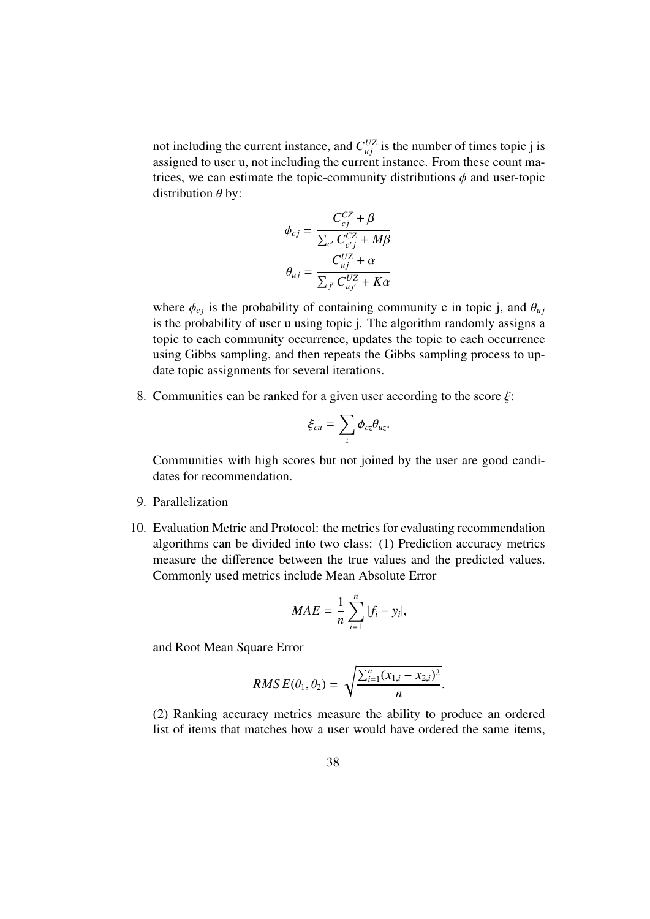not including the current instance, and $C^{UZ}_{uj}$ is the number of times topic j is assigned to user u, not including the current instance. From these count matrices, we can estimate the topic-community distributions $\phi$ and user-topic distribution $\theta$ by:

$$\phi_{cj} = \frac{C^{CZ}_{cj} + \beta}{\sum_{c'} C^{CZ}_{c'j} + M\beta}$$

$$\theta_{uj} = \frac{C^{UZ}_{uj} + \alpha}{\sum_{j'} C^{UZ}_{uj'} + K\alpha}$$

where $\phi_{cj}$ is the probability of containing community c in topic j, and $\theta_{uj}$ is the probability of user u using topic j. The algorithm randomly assigns a topic to each community occurrence, updates the topic to each occurrence using Gibbs sampling, and then repeats the Gibbs sampling process to update topic assignments for several iterations.

8. Communities can be ranked for a given user according to the score $\xi$:

   $$\xi_{cu} = \sum_{z} \phi_{cz}\theta_{uz}.$$

   Communities with high scores but not joined by the user are good candidates for recommendation.

9. Parallelization

10. Evaluation Metric and Protocol: the metrics for evaluating recommendation algorithms can be divided into two class: (1) Prediction accuracy metrics measure the difference between the true values and the predicted values. Commonly used metrics include Mean Absolute Error

    $$MAE = \frac{1}{n} \sum_{i=1}^{n} |f_i - y_i|,$$

    and Root Mean Square Error

    $$RMSE(\theta_1, \theta_2) = \sqrt{\frac{\sum_{i=1}^{n} (x_{1,i} - x_{2,i})^2}{n}}.$$

    (2) Ranking accuracy metrics measure the ability to produce an ordered list of items that matches how a user would have ordered the same items,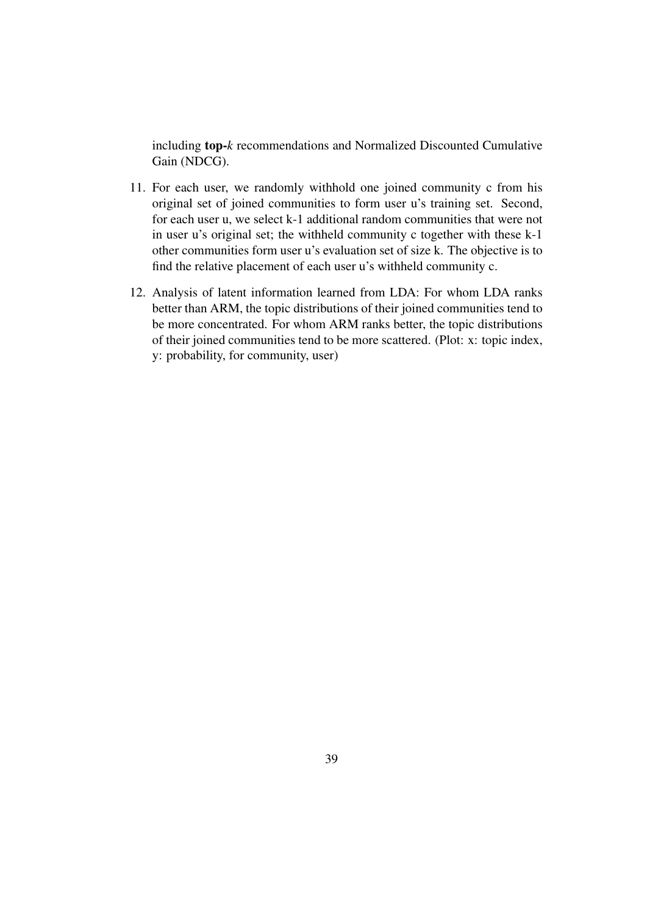including **top-**$k$ recommendations and Normalized Discounted Cumulative Gain (NDCG).

11. For each user, we randomly withhold one joined community c from his original set of joined communities to form user u's training set. Second, for each user u, we select k-1 additional random communities that were not in user u's original set; the withheld community c together with these k-1 other communities form user u's evaluation set of size k. The objective is to find the relative placement of each user u's withheld community c.

12. Analysis of latent information learned from LDA: For whom LDA ranks better than ARM, the topic distributions of their joined communities tend to be more concentrated. For whom ARM ranks better, the topic distributions of their joined communities tend to be more scattered. (Plot: x: topic index, y: probability, for community, user)